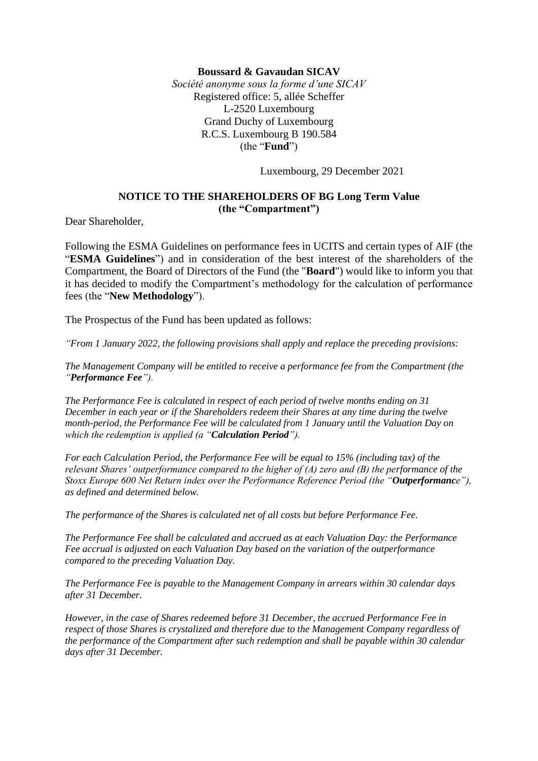**Boussard & Gavaudan SICAV**
*Société anonyme sous la forme d'une SICAV*
Registered office: 5, allée Scheffer
L-2520 Luxembourg
Grand Duchy of Luxembourg
R.C.S. Luxembourg B 190.584
(the "**Fund**")

Luxembourg, 29 December 2021

**NOTICE TO THE SHAREHOLDERS OF BG Long Term Value (the "Compartment")**

Dear Shareholder,

Following the ESMA Guidelines on performance fees in UCITS and certain types of AIF (the "**ESMA Guidelines**") and in consideration of the best interest of the shareholders of the Compartment, the Board of Directors of the Fund (the "**Board**") would like to inform you that it has decided to modify the Compartment's methodology for the calculation of performance fees (the "**New Methodology**").

The Prospectus of the Fund has been updated as follows:

*"From 1 January 2022, the following provisions shall apply and replace the preceding provisions:*

*The Management Company will be entitled to receive a performance fee from the Compartment (the "**Performance Fee**").*

*The Performance Fee is calculated in respect of each period of twelve months ending on 31 December in each year or if the Shareholders redeem their Shares at any time during the twelve month-period, the Performance Fee will be calculated from 1 January until the Valuation Day on which the redemption is applied (a "**Calculation Period**").*

*For each Calculation Period, the Performance Fee will be equal to 15% (including tax) of the relevant Shares' outperformance compared to the higher of (A) zero and (B) the performance of the Stoxx Europe 600 Net Return index over the Performance Reference Period (the "**Outperformance**"), as defined and determined below.*

*The performance of the Shares is calculated net of all costs but before Performance Fee.*

*The Performance Fee shall be calculated and accrued as at each Valuation Day: the Performance Fee accrual is adjusted on each Valuation Day based on the variation of the outperformance compared to the preceding Valuation Day.*

*The Performance Fee is payable to the Management Company in arrears within 30 calendar days after 31 December.*

*However, in the case of Shares redeemed before 31 December, the accrued Performance Fee in respect of those Shares is crystalized and therefore due to the Management Company regardless of the performance of the Compartment after such redemption and shall be payable within 30 calendar days after 31 December.*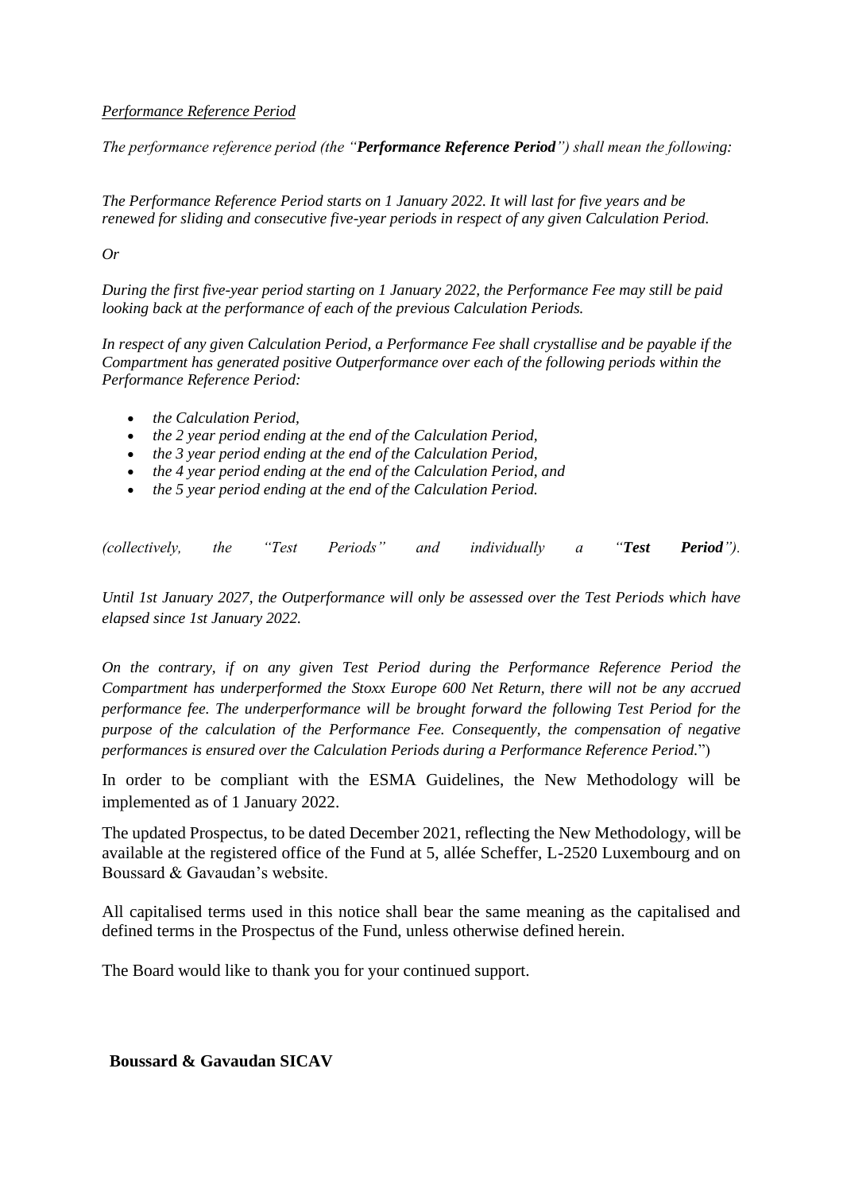*Performance Reference Period*

*The performance reference period (the "**Performance Reference Period**") shall mean the following:*

*The Performance Reference Period starts on 1 January 2022. It will last for five years and be renewed for sliding and consecutive five-year periods in respect of any given Calculation Period.*

*Or*

*During the first five-year period starting on 1 January 2022, the Performance Fee may still be paid looking back at the performance of each of the previous Calculation Periods.*

*In respect of any given Calculation Period, a Performance Fee shall crystallise and be payable if the Compartment has generated positive Outperformance over each of the following periods within the Performance Reference Period:*

- *the Calculation Period,*
- *the 2 year period ending at the end of the Calculation Period,*
- *the 3 year period ending at the end of the Calculation Period,*
- *the 4 year period ending at the end of the Calculation Period, and*
- *the 5 year period ending at the end of the Calculation Period.*

*(collectively, the "Test Periods" and individually a "**Test Period**").*

*Until 1st January 2027, the Outperformance will only be assessed over the Test Periods which have elapsed since 1st January 2022.*

*On the contrary, if on any given Test Period during the Performance Reference Period the Compartment has underperformed the Stoxx Europe 600 Net Return, there will not be any accrued performance fee. The underperformance will be brought forward the following Test Period for the purpose of the calculation of the Performance Fee. Consequently, the compensation of negative performances is ensured over the Calculation Periods during a Performance Reference Period.*")

In order to be compliant with the ESMA Guidelines, the New Methodology will be implemented as of 1 January 2022.

The updated Prospectus, to be dated December 2021, reflecting the New Methodology, will be available at the registered office of the Fund at 5, allée Scheffer, L-2520 Luxembourg and on Boussard & Gavaudan's website.

All capitalised terms used in this notice shall bear the same meaning as the capitalised and defined terms in the Prospectus of the Fund, unless otherwise defined herein.

The Board would like to thank you for your continued support.

**Boussard & Gavaudan SICAV**